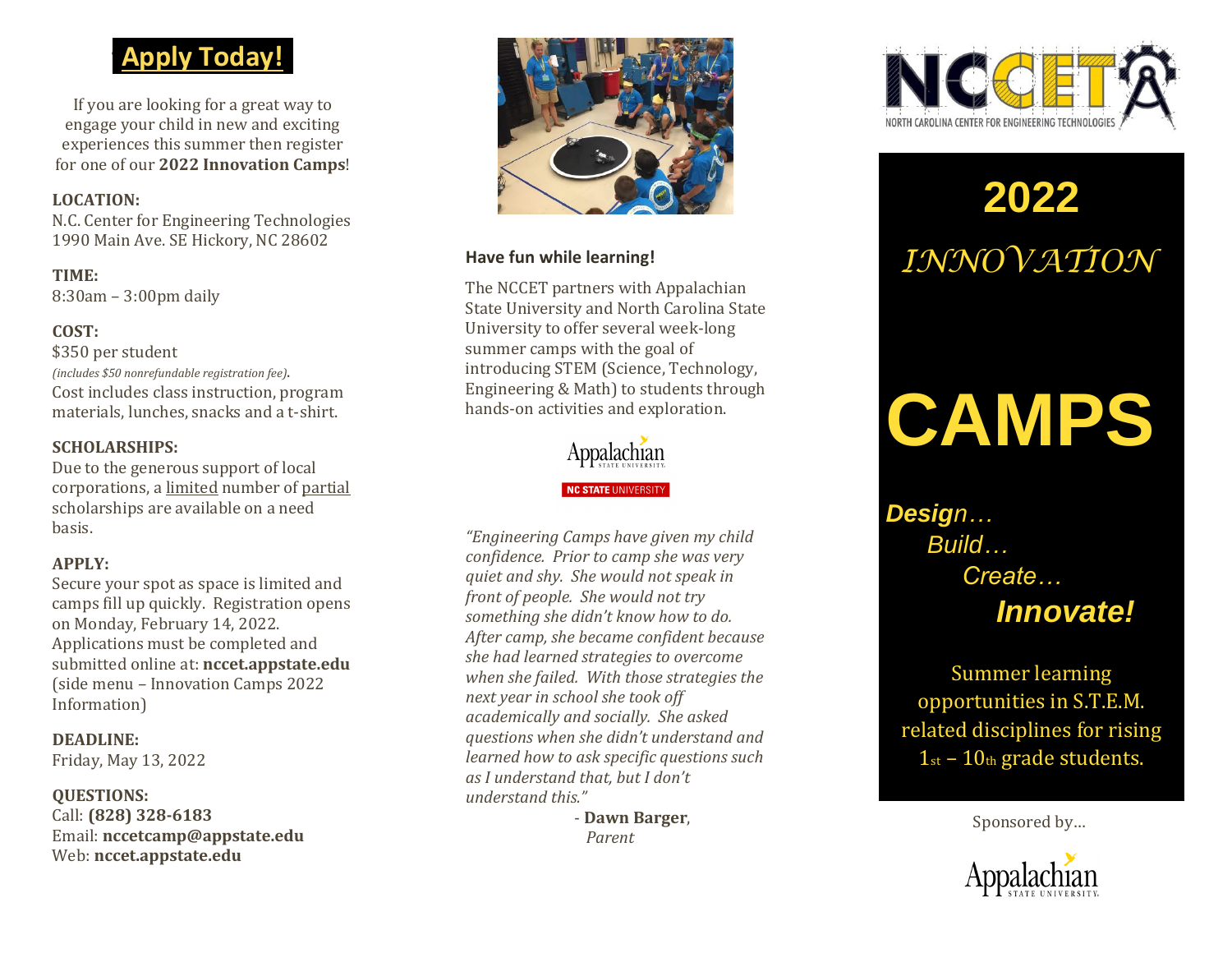# Apply Today!

If you are looking for a great way to engage your child in new and exciting experiences this summer then register for one of our **2022 Innovation Camps**!

**LOCATION:**
N.C. Center for Engineering Technologies
1990 Main Ave. SE Hickory, NC 28602

**TIME:**
8:30am – 3:00pm daily

**COST:**
$350 per student
*(includes $50 nonrefundable registration fee)*.
Cost includes class instruction, program materials, lunches, snacks and a t-shirt.

**SCHOLARSHIPS:**
Due to the generous support of local corporations, a limited number of partial scholarships are available on a need basis.

**APPLY:**
Secure your spot as space is limited and camps fill up quickly. Registration opens on Monday, February 14, 2022. Applications must be completed and submitted online at: **nccet.appstate.edu** (side menu – Innovation Camps 2022 Information)

**DEADLINE:**
Friday, May 13, 2022

**QUESTIONS:**
Call: **(828) 328-6183**
Email: **nccetcamp@appstate.edu**
Web: **nccet.appstate.edu**

### Have fun while learning!

The NCCET partners with Appalachian State University and North Carolina State University to offer several week-long summer camps with the goal of introducing STEM (Science, Technology, Engineering & Math) to students through hands-on activities and exploration.

Appalachian State University

NC STATE UNIVERSITY

*"Engineering Camps have given my child confidence. Prior to camp she was very quiet and shy. She would not speak in front of people. She would not try something she didn't know how to do. After camp, she became confident because she had learned strategies to overcome when she failed. With those strategies the next year in school she took off academically and socially. She asked questions when she didn't understand and learned how to ask specific questions such as I understand that, but I don't understand this."*

\- **Dawn Barger**, *Parent*

NCCET
NORTH CAROLINA CENTER FOR ENGINEERING TECHNOLOGIES

# 2022 INNOVATION CAMPS

***Design…***
*Build…*
*Create…*
***Innovate!***

Summer learning opportunities in S.T.E.M. related disciplines for rising 1st – 10th grade students.

Sponsored by…

Appalachian State University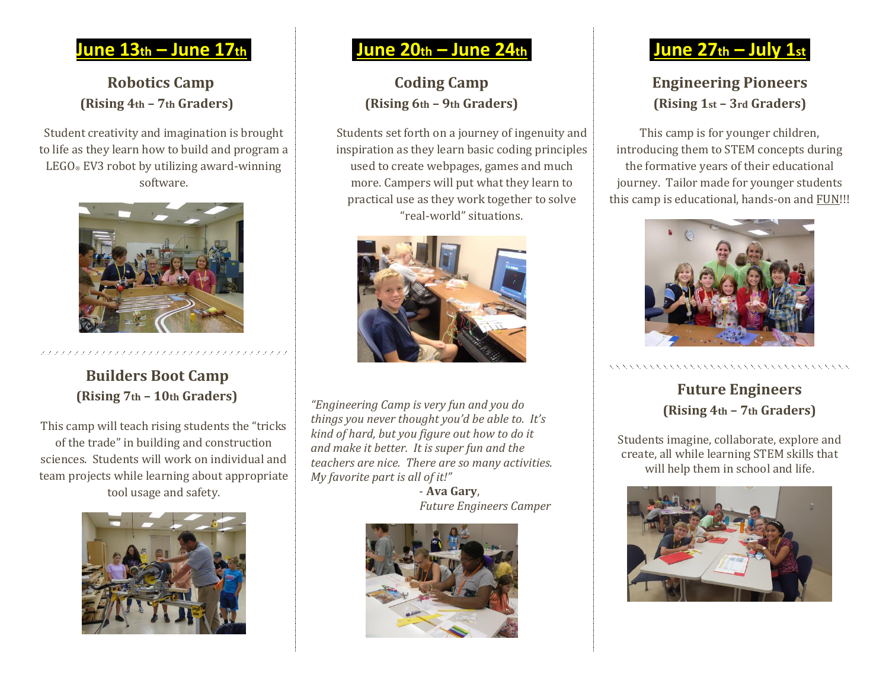## June 13th – June 17th

### Robotics Camp
**(Rising 4th – 7th Graders)**

Student creativity and imagination is brought to life as they learn how to build and program a LEGO® EV3 robot by utilizing award-winning software.

### Builders Boot Camp
**(Rising 7th – 10th Graders)**

This camp will teach rising students the “tricks of the trade” in building and construction sciences. Students will work on individual and team projects while learning about appropriate tool usage and safety.

## June 20th – June 24th

### Coding Camp
**(Rising 6th – 9th Graders)**

Students set forth on a journey of ingenuity and inspiration as they learn basic coding principles used to create webpages, games and much more. Campers will put what they learn to practical use as they work together to solve “real-world” situations.

*“Engineering Camp is very fun and you do things you never thought you’d be able to. It’s kind of hard, but you figure out how to do it and make it better. It is super fun and the teachers are nice. There are so many activities. My favorite part is all of it!”*

- **Ava Gary**, *Future Engineers Camper*

## June 27th – July 1st

### Engineering Pioneers
**(Rising 1st – 3rd Graders)**

This camp is for younger children, introducing them to STEM concepts during the formative years of their educational journey. Tailor made for younger students this camp is educational, hands-on and FUN!!!

### Future Engineers
**(Rising 4th – 7th Graders)**

Students imagine, collaborate, explore and create, all while learning STEM skills that will help them in school and life.